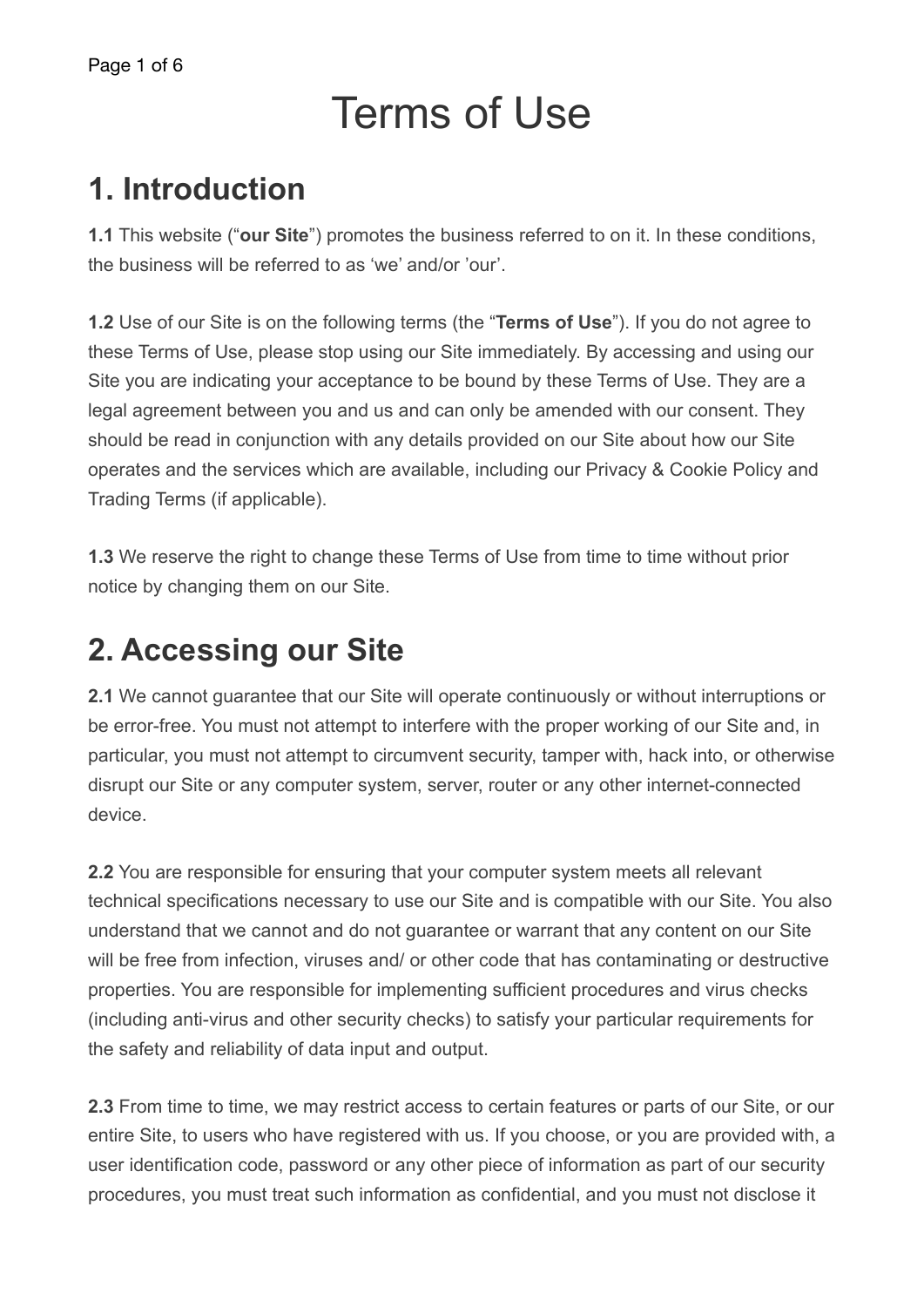# Terms of Use

## 1. Introduction

**1.1** This website ("**our Site**") promotes the business referred to on it. In these conditions, the business will be referred to as 'we' and/or 'our'.

**1.2** Use of our Site is on the following terms (the "**Terms of Use**"). If you do not agree to these Terms of Use, please stop using our Site immediately. By accessing and using our Site you are indicating your acceptance to be bound by these Terms of Use. They are a legal agreement between you and us and can only be amended with our consent. They should be read in conjunction with any details provided on our Site about how our Site operates and the services which are available, including our Privacy & Cookie Policy and Trading Terms (if applicable).

**1.3** We reserve the right to change these Terms of Use from time to time without prior notice by changing them on our Site.

## 2. Accessing our Site

**2.1** We cannot guarantee that our Site will operate continuously or without interruptions or be error-free. You must not attempt to interfere with the proper working of our Site and, in particular, you must not attempt to circumvent security, tamper with, hack into, or otherwise disrupt our Site or any computer system, server, router or any other internet-connected device.

**2.2** You are responsible for ensuring that your computer system meets all relevant technical specifications necessary to use our Site and is compatible with our Site. You also understand that we cannot and do not guarantee or warrant that any content on our Site will be free from infection, viruses and/ or other code that has contaminating or destructive properties. You are responsible for implementing sufficient procedures and virus checks (including anti-virus and other security checks) to satisfy your particular requirements for the safety and reliability of data input and output.

**2.3** From time to time, we may restrict access to certain features or parts of our Site, or our entire Site, to users who have registered with us. If you choose, or you are provided with, a user identification code, password or any other piece of information as part of our security procedures, you must treat such information as confidential, and you must not disclose it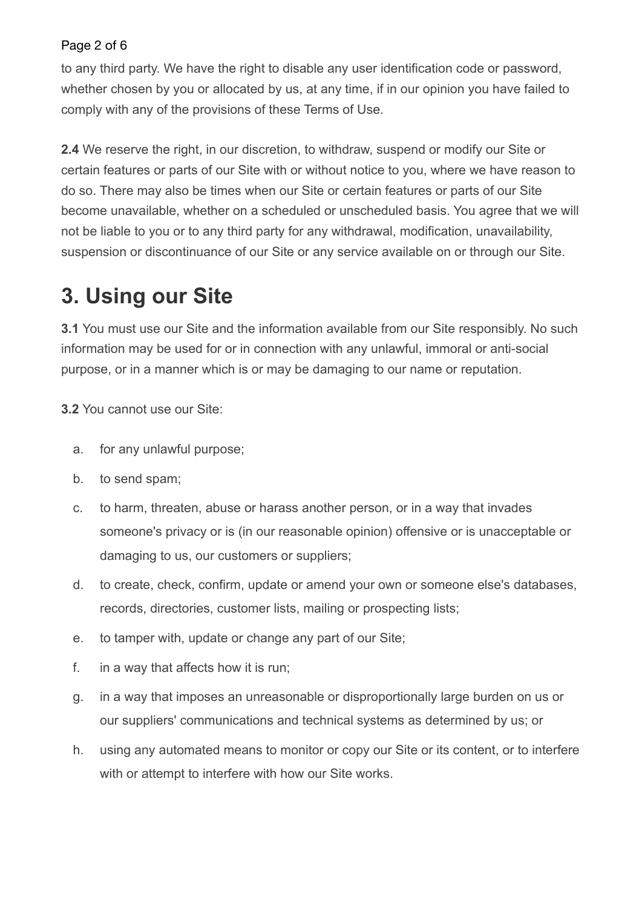to any third party. We have the right to disable any user identification code or password, whether chosen by you or allocated by us, at any time, if in our opinion you have failed to comply with any of the provisions of these Terms of Use.

**2.4** We reserve the right, in our discretion, to withdraw, suspend or modify our Site or certain features or parts of our Site with or without notice to you, where we have reason to do so. There may also be times when our Site or certain features or parts of our Site become unavailable, whether on a scheduled or unscheduled basis. You agree that we will not be liable to you or to any third party for any withdrawal, modification, unavailability, suspension or discontinuance of our Site or any service available on or through our Site.

# 3. Using our Site

**3.1** You must use our Site and the information available from our Site responsibly. No such information may be used for or in connection with any unlawful, immoral or anti-social purpose, or in a manner which is or may be damaging to our name or reputation.

**3.2** You cannot use our Site:

a. for any unlawful purpose;

b. to send spam;

c. to harm, threaten, abuse or harass another person, or in a way that invades someone's privacy or is (in our reasonable opinion) offensive or is unacceptable or damaging to us, our customers or suppliers;

d. to create, check, confirm, update or amend your own or someone else's databases, records, directories, customer lists, mailing or prospecting lists;

e. to tamper with, update or change any part of our Site;

f. in a way that affects how it is run;

g. in a way that imposes an unreasonable or disproportionally large burden on us or our suppliers' communications and technical systems as determined by us; or

h. using any automated means to monitor or copy our Site or its content, or to interfere with or attempt to interfere with how our Site works.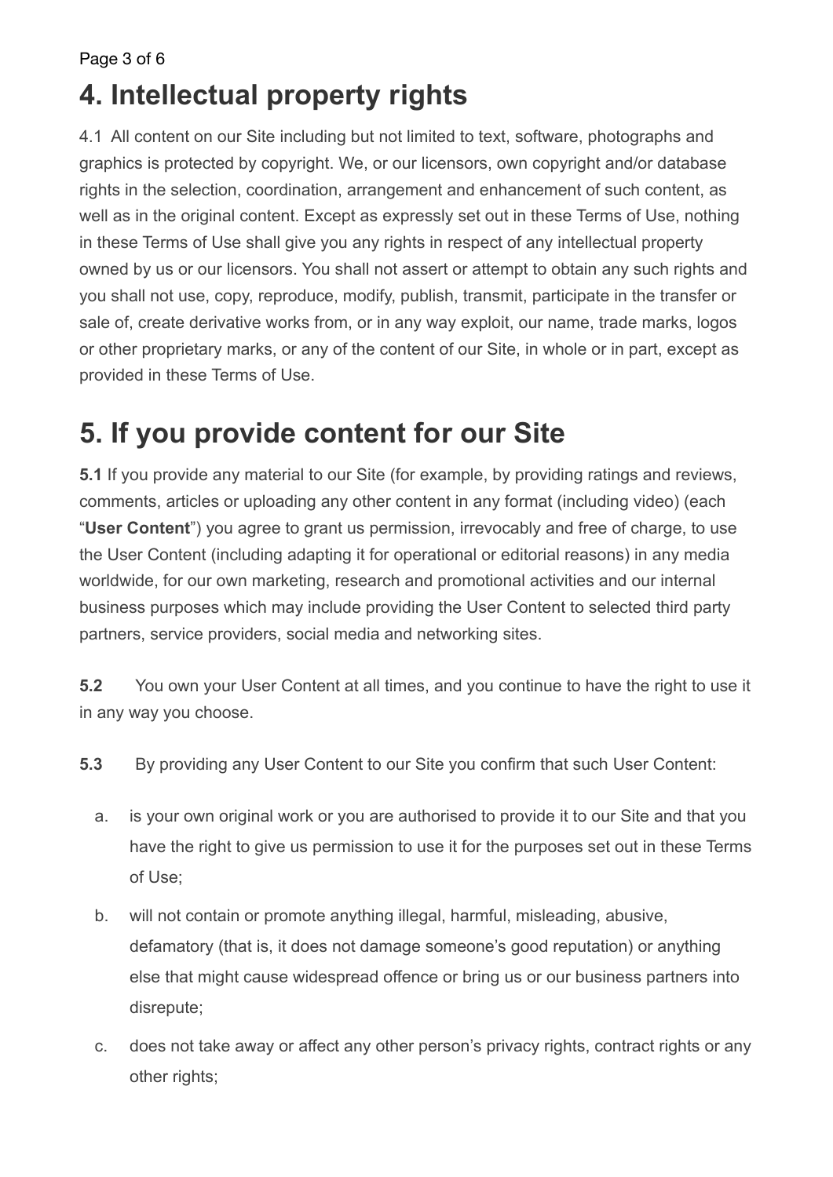# 4. Intellectual property rights

4.1 All content on our Site including but not limited to text, software, photographs and graphics is protected by copyright. We, or our licensors, own copyright and/or database rights in the selection, coordination, arrangement and enhancement of such content, as well as in the original content. Except as expressly set out in these Terms of Use, nothing in these Terms of Use shall give you any rights in respect of any intellectual property owned by us or our licensors. You shall not assert or attempt to obtain any such rights and you shall not use, copy, reproduce, modify, publish, transmit, participate in the transfer or sale of, create derivative works from, or in any way exploit, our name, trade marks, logos or other proprietary marks, or any of the content of our Site, in whole or in part, except as provided in these Terms of Use.

# 5. If you provide content for our Site

**5.1** If you provide any material to our Site (for example, by providing ratings and reviews, comments, articles or uploading any other content in any format (including video) (each "**User Content**") you agree to grant us permission, irrevocably and free of charge, to use the User Content (including adapting it for operational or editorial reasons) in any media worldwide, for our own marketing, research and promotional activities and our internal business purposes which may include providing the User Content to selected third party partners, service providers, social media and networking sites.

**5.2** You own your User Content at all times, and you continue to have the right to use it in any way you choose.

**5.3** By providing any User Content to our Site you confirm that such User Content:

a. is your own original work or you are authorised to provide it to our Site and that you have the right to give us permission to use it for the purposes set out in these Terms of Use;

b. will not contain or promote anything illegal, harmful, misleading, abusive, defamatory (that is, it does not damage someone's good reputation) or anything else that might cause widespread offence or bring us or our business partners into disrepute;

c. does not take away or affect any other person's privacy rights, contract rights or any other rights;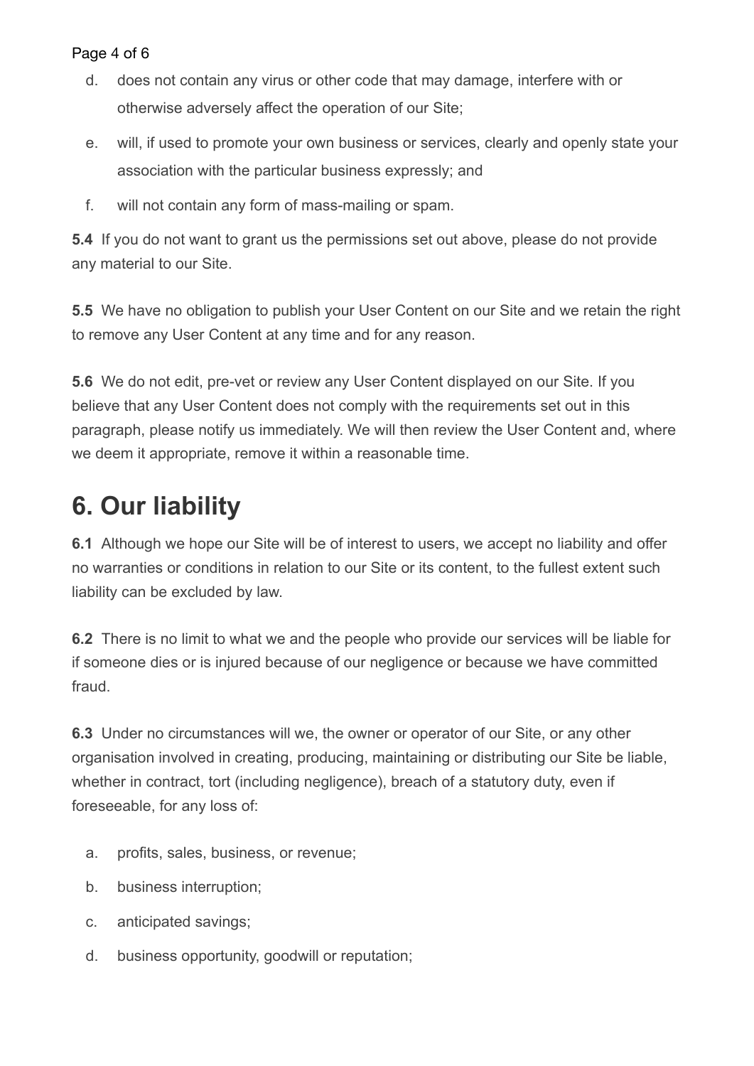d. does not contain any virus or other code that may damage, interfere with or otherwise adversely affect the operation of our Site;

e. will, if used to promote your own business or services, clearly and openly state your association with the particular business expressly; and

f. will not contain any form of mass-mailing or spam.

**5.4** If you do not want to grant us the permissions set out above, please do not provide any material to our Site.

**5.5** We have no obligation to publish your User Content on our Site and we retain the right to remove any User Content at any time and for any reason.

**5.6** We do not edit, pre-vet or review any User Content displayed on our Site. If you believe that any User Content does not comply with the requirements set out in this paragraph, please notify us immediately. We will then review the User Content and, where we deem it appropriate, remove it within a reasonable time.

# 6. Our liability

**6.1** Although we hope our Site will be of interest to users, we accept no liability and offer no warranties or conditions in relation to our Site or its content, to the fullest extent such liability can be excluded by law.

**6.2** There is no limit to what we and the people who provide our services will be liable for if someone dies or is injured because of our negligence or because we have committed fraud.

**6.3** Under no circumstances will we, the owner or operator of our Site, or any other organisation involved in creating, producing, maintaining or distributing our Site be liable, whether in contract, tort (including negligence), breach of a statutory duty, even if foreseeable, for any loss of:

a. profits, sales, business, or revenue;

b. business interruption;

c. anticipated savings;

d. business opportunity, goodwill or reputation;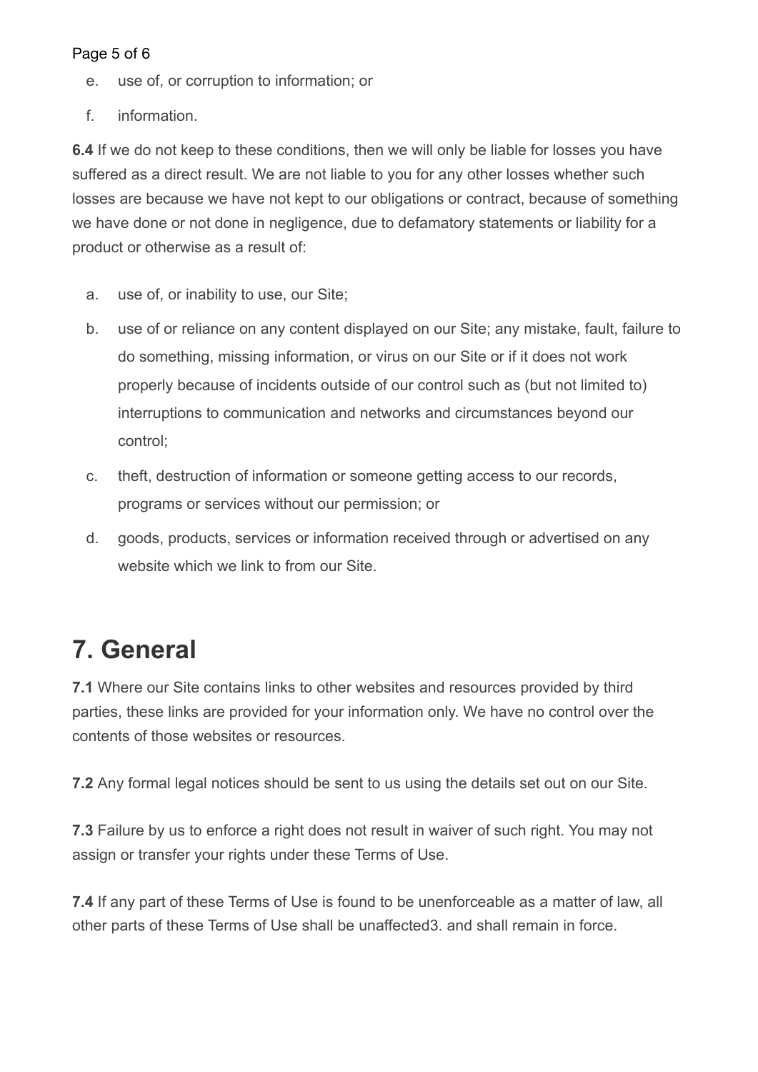e. use of, or corruption to information; or

f. information.

**6.4** If we do not keep to these conditions, then we will only be liable for losses you have suffered as a direct result. We are not liable to you for any other losses whether such losses are because we have not kept to our obligations or contract, because of something we have done or not done in negligence, due to defamatory statements or liability for a product or otherwise as a result of:

a. use of, or inability to use, our Site;

b. use of or reliance on any content displayed on our Site; any mistake, fault, failure to do something, missing information, or virus on our Site or if it does not work properly because of incidents outside of our control such as (but not limited to) interruptions to communication and networks and circumstances beyond our control;

c. theft, destruction of information or someone getting access to our records, programs or services without our permission; or

d. goods, products, services or information received through or advertised on any website which we link to from our Site.

# 7. General

**7.1** Where our Site contains links to other websites and resources provided by third parties, these links are provided for your information only. We have no control over the contents of those websites or resources.

**7.2** Any formal legal notices should be sent to us using the details set out on our Site.

**7.3** Failure by us to enforce a right does not result in waiver of such right. You may not assign or transfer your rights under these Terms of Use.

**7.4** If any part of these Terms of Use is found to be unenforceable as a matter of law, all other parts of these Terms of Use shall be unaffected3. and shall remain in force.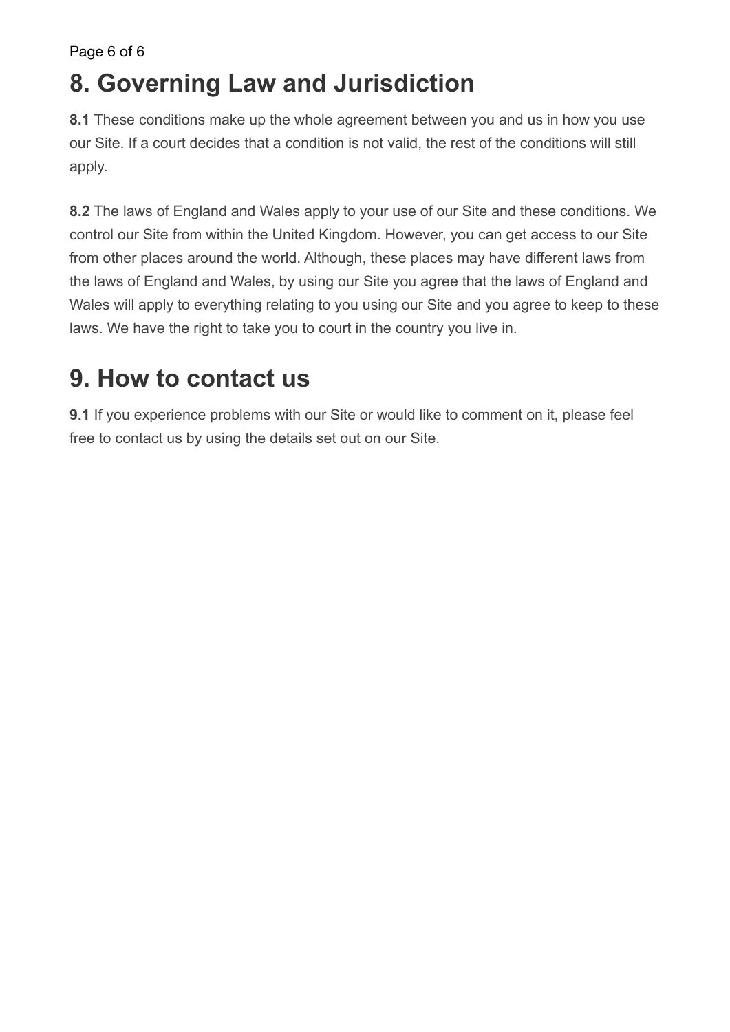# 8. Governing Law and Jurisdiction

**8.1** These conditions make up the whole agreement between you and us in how you use our Site. If a court decides that a condition is not valid, the rest of the conditions will still apply.

**8.2** The laws of England and Wales apply to your use of our Site and these conditions. We control our Site from within the United Kingdom. However, you can get access to our Site from other places around the world. Although, these places may have different laws from the laws of England and Wales, by using our Site you agree that the laws of England and Wales will apply to everything relating to you using our Site and you agree to keep to these laws. We have the right to take you to court in the country you live in.

# 9. How to contact us

**9.1** If you experience problems with our Site or would like to comment on it, please feel free to contact us by using the details set out on our Site.